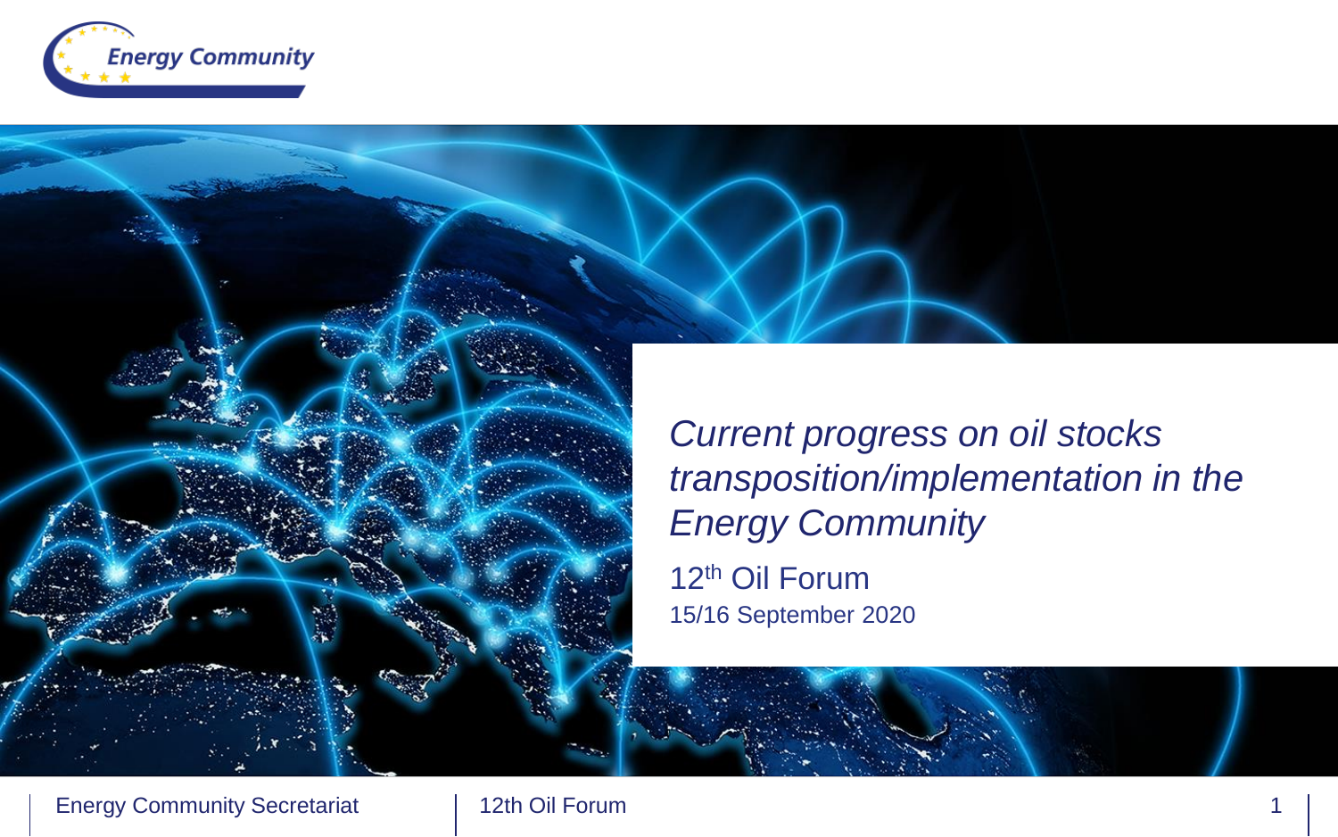# *Current progress on oil stocks transposition/implementation in the Energy Community*

12th Oil Forum

15/16 September 2020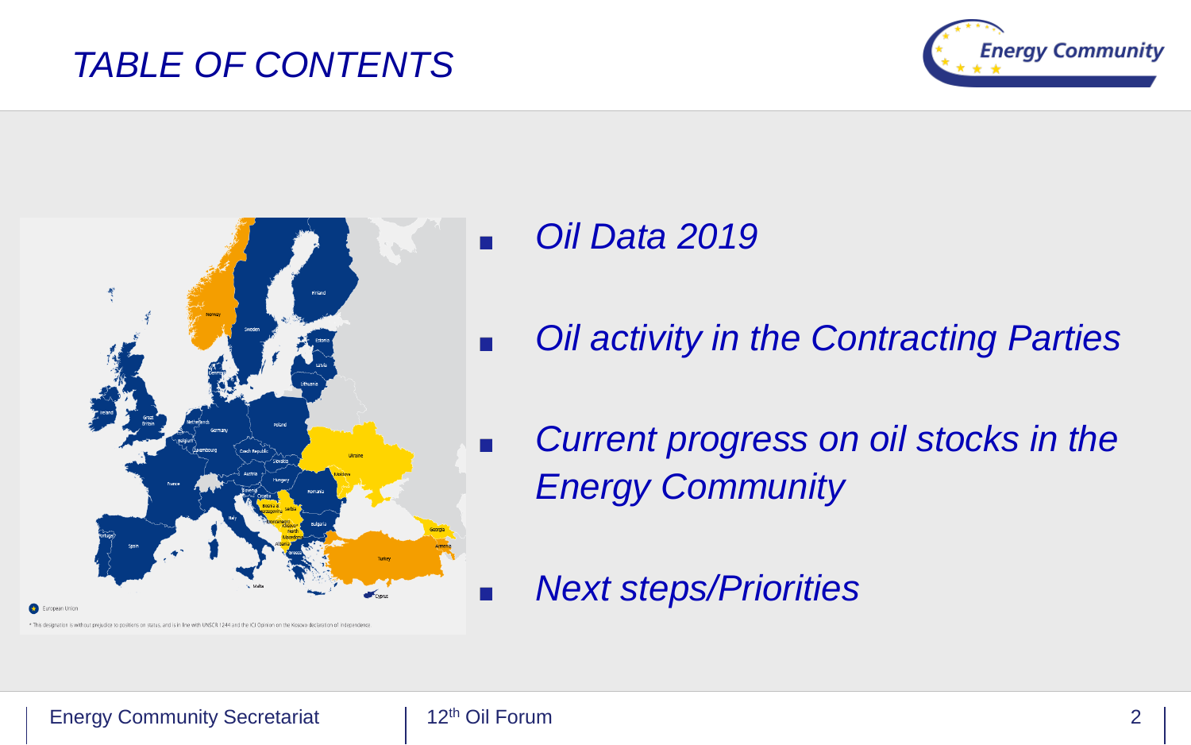# *TABLE OF CONTENTS*

- *Oil Data 2019*
- *Oil activity in the Contracting Parties*
- *Current progress on oil stocks in the Energy Community*
- *Next steps/Priorities*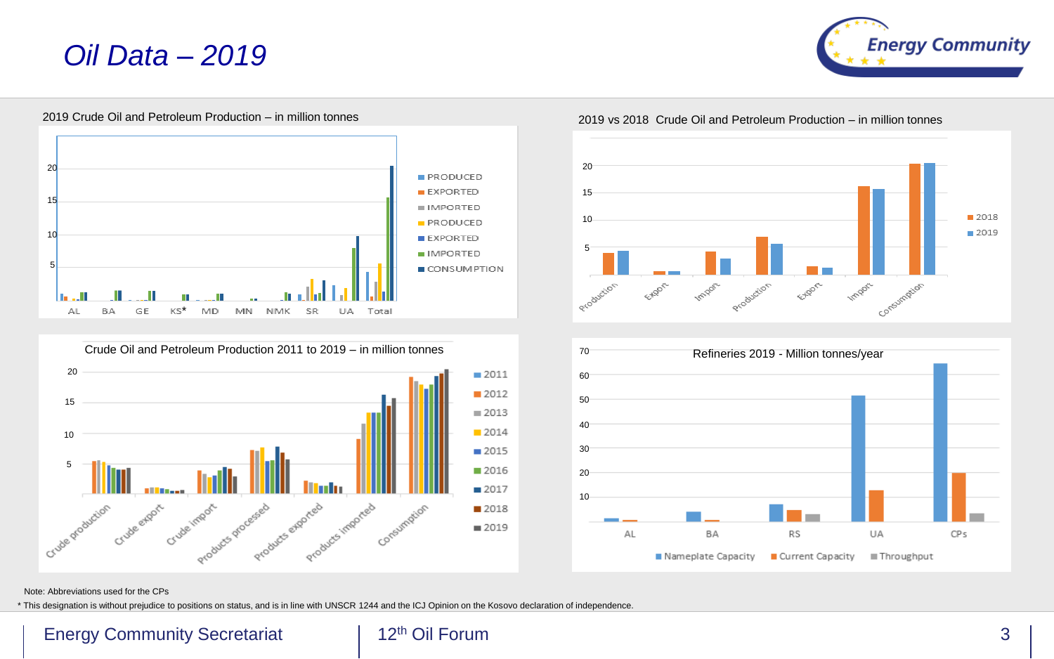# Oil Data – 2019

2019 Crude Oil and Petroleum Production – in million tonnes

2019 vs 2018 Crude Oil and Petroleum Production – in million tonnes

Crude Oil and Petroleum Production 2011 to 2019 – in million tonnes

Refineries 2019 - Million tonnes/year

Note: Abbreviations used for the CPs

* This designation is without prejudice to positions on status, and is in line with UNSCR 1244 and the ICJ Opinion on the Kosovo declaration of independence.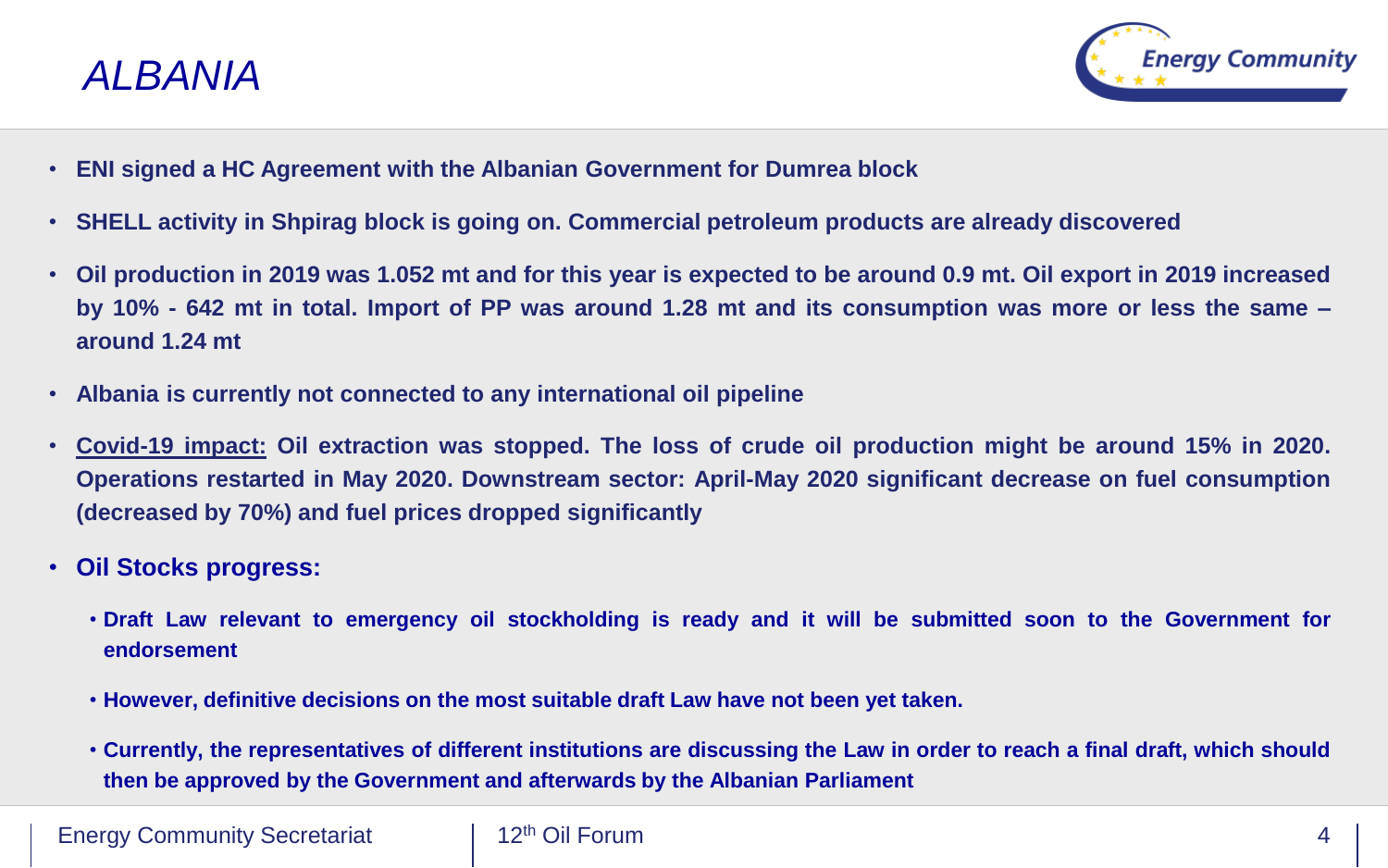# *ALBANIA*

- **ENI signed a HC Agreement with the Albanian Government for Dumrea block**
- **SHELL activity in Shpirag block is going on. Commercial petroleum products are already discovered**
- **Oil production in 2019 was 1.052 mt and for this year is expected to be around 0.9 mt. Oil export in 2019 increased by 10% - 642 mt in total. Import of PP was around 1.28 mt and its consumption was more or less the same – around 1.24 mt**
- **Albania is currently not connected to any international oil pipeline**
- **<u>Covid-19 impact:</u> Oil extraction was stopped. The loss of crude oil production might be around 15% in 2020. Operations restarted in May 2020. Downstream sector: April-May 2020 significant decrease on fuel consumption (decreased by 70%) and fuel prices dropped significantly**
- **Oil Stocks progress:**
  - **Draft Law relevant to emergency oil stockholding is ready and it will be submitted soon to the Government for endorsement**
  - **However, definitive decisions on the most suitable draft Law have not been yet taken.**
  - **Currently, the representatives of different institutions are discussing the Law in order to reach a final draft, which should then be approved by the Government and afterwards by the Albanian Parliament**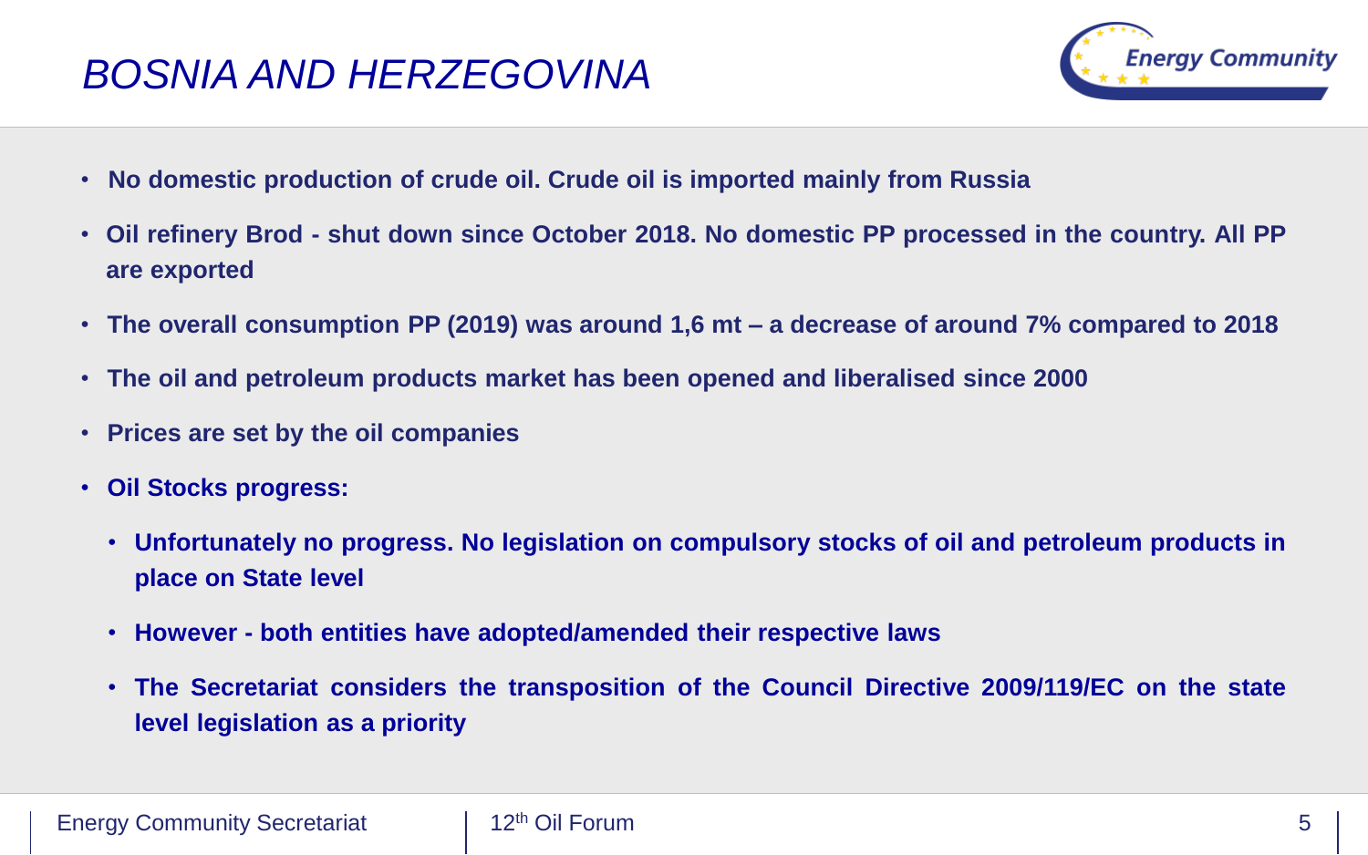# *BOSNIA AND HERZEGOVINA*

- **No domestic production of crude oil. Crude oil is imported mainly from Russia**
- **Oil refinery Brod - shut down since October 2018. No domestic PP processed in the country. All PP are exported**
- **The overall consumption PP (2019) was around 1,6 mt – a decrease of around 7% compared to 2018**
- **The oil and petroleum products market has been opened and liberalised since 2000**
- **Prices are set by the oil companies**
- **Oil Stocks progress:**
  - **Unfortunately no progress. No legislation on compulsory stocks of oil and petroleum products in place on State level**
  - **However - both entities have adopted/amended their respective laws**
  - **The Secretariat considers the transposition of the Council Directive 2009/119/EC on the state level legislation as a priority**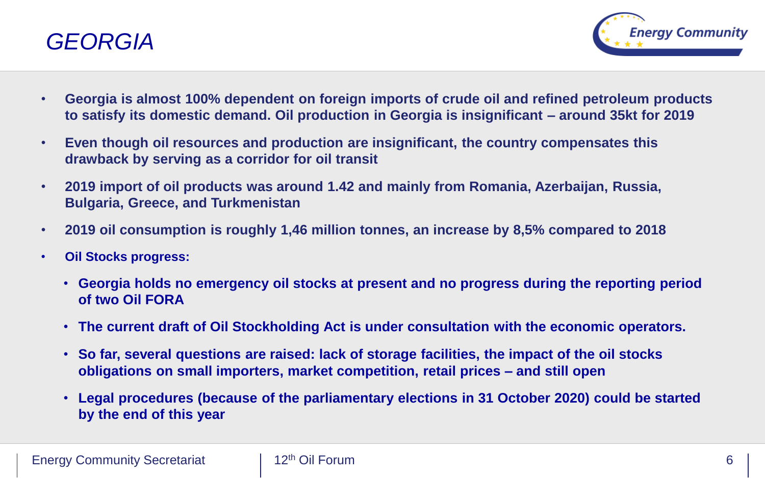# GEORGIA

- **Georgia is almost 100% dependent on foreign imports of crude oil and refined petroleum products to satisfy its domestic demand. Oil production in Georgia is insignificant – around 35kt for 2019**
- **Even though oil resources and production are insignificant, the country compensates this drawback by serving as a corridor for oil transit**
- **2019 import of oil products was around 1.42 and mainly from Romania, Azerbaijan, Russia, Bulgaria, Greece, and Turkmenistan**
- **2019 oil consumption is roughly 1,46 million tonnes, an increase by 8,5% compared to 2018**
- **Oil Stocks progress:**
  - **Georgia holds no emergency oil stocks at present and no progress during the reporting period of two Oil FORA**
  - **The current draft of Oil Stockholding Act is under consultation with the economic operators.**
  - **So far, several questions are raised: lack of storage facilities, the impact of the oil stocks obligations on small importers, market competition, retail prices – and still open**
  - **Legal procedures (because of the parliamentary elections in 31 October 2020) could be started by the end of this year**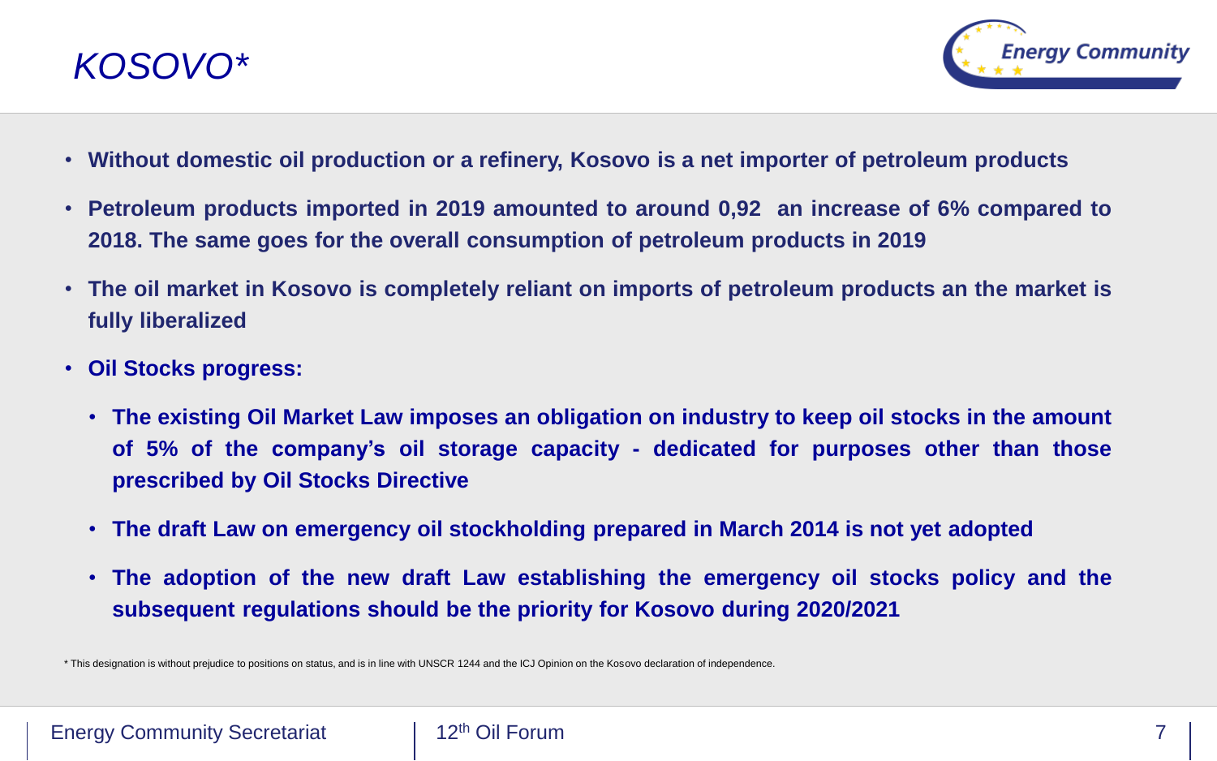# *KOSOVO\**

- **Without domestic oil production or a refinery, Kosovo is a net importer of petroleum products**
- **Petroleum products imported in 2019 amounted to around 0,92  an increase of 6% compared to 2018. The same goes for the overall consumption of petroleum products in 2019**
- **The oil market in Kosovo is completely reliant on imports of petroleum products an the market is fully liberalized**
- **Oil Stocks progress:**
  - **The existing Oil Market Law imposes an obligation on industry to keep oil stocks in the amount of 5% of the company's oil storage capacity - dedicated for purposes other than those prescribed by Oil Stocks Directive**
  - **The draft Law on emergency oil stockholding prepared in March 2014 is not yet adopted**
  - **The adoption of the new draft Law establishing the emergency oil stocks policy and the subsequent regulations should be the priority for Kosovo during 2020/2021**

\* This designation is without prejudice to positions on status, and is in line with UNSCR 1244 and the ICJ Opinion on the Kosovo declaration of independence.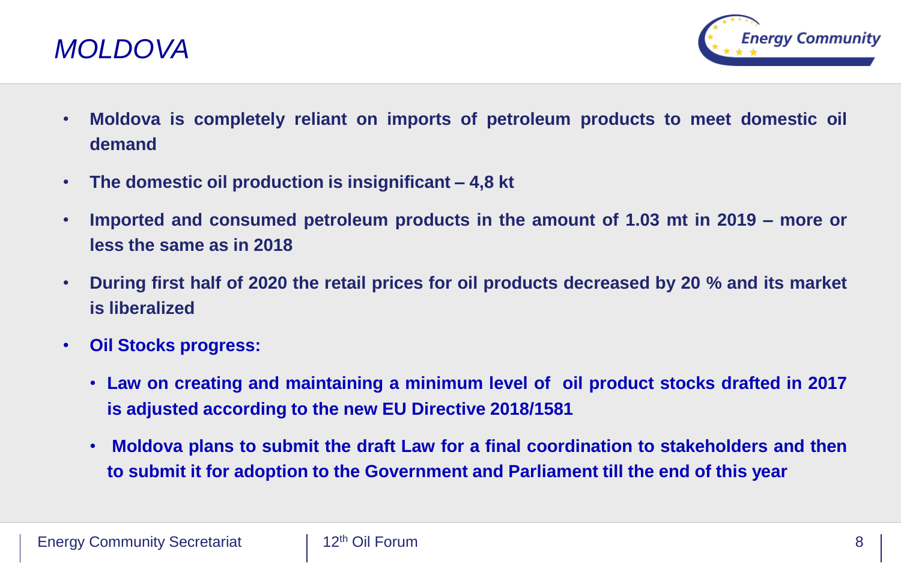# *MOLDOVA*

- **Moldova is completely reliant on imports of petroleum products to meet domestic oil demand**
- **The domestic oil production is insignificant – 4,8 kt**
- **Imported and consumed petroleum products in the amount of 1.03 mt in 2019 – more or less the same as in 2018**
- **During first half of 2020 the retail prices for oil products decreased by 20 % and its market is liberalized**
- **Oil Stocks progress:**
  - **Law on creating and maintaining a minimum level of oil product stocks drafted in 2017 is adjusted according to the new EU Directive 2018/1581**
  - **Moldova plans to submit the draft Law for a final coordination to stakeholders and then to submit it for adoption to the Government and Parliament till the end of this year**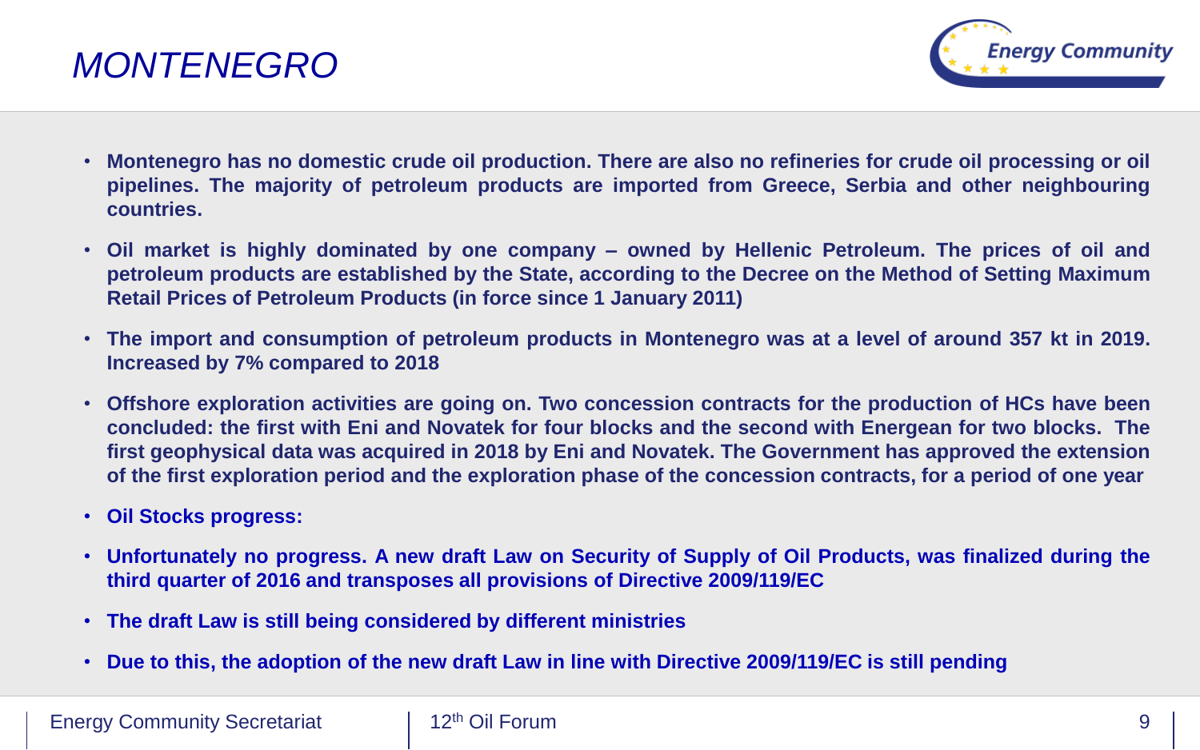# MONTENEGRO

- **Montenegro has no domestic crude oil production. There are also no refineries for crude oil processing or oil pipelines. The majority of petroleum products are imported from Greece, Serbia and other neighbouring countries.**
- **Oil market is highly dominated by one company – owned by Hellenic Petroleum. The prices of oil and petroleum products are established by the State, according to the Decree on the Method of Setting Maximum Retail Prices of Petroleum Products (in force since 1 January 2011)**
- **The import and consumption of petroleum products in Montenegro was at a level of around 357 kt in 2019. Increased by 7% compared to 2018**
- **Offshore exploration activities are going on. Two concession contracts for the production of HCs have been concluded: the first with Eni and Novatek for four blocks and the second with Energean for two blocks. The first geophysical data was acquired in 2018 by Eni and Novatek. The Government has approved the extension of the first exploration period and the exploration phase of the concession contracts, for a period of one year**
- **Oil Stocks progress:**
- **Unfortunately no progress. A new draft Law on Security of Supply of Oil Products, was finalized during the third quarter of 2016 and transposes all provisions of Directive 2009/119/EC**
- **The draft Law is still being considered by different ministries**
- **Due to this, the adoption of the new draft Law in line with Directive 2009/119/EC is still pending**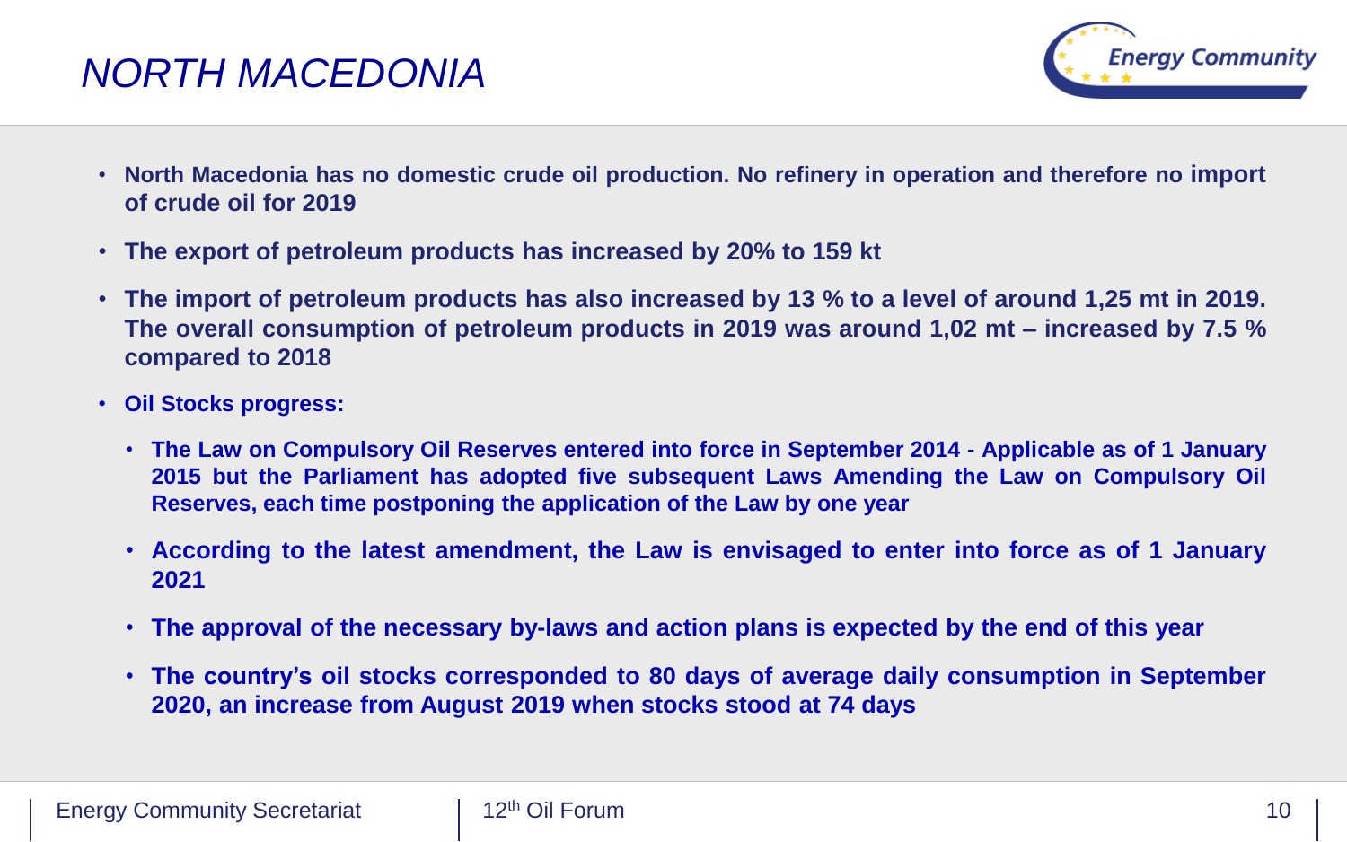# *NORTH MACEDONIA*

- **North Macedonia has no domestic crude oil production. No refinery in operation and therefore no import of crude oil for 2019**
- **The export of petroleum products has increased by 20% to 159 kt**
- **The import of petroleum products has also increased by 13 % to a level of around 1,25 mt in 2019. The overall consumption of petroleum products in 2019 was around 1,02 mt – increased by 7.5 % compared to 2018**
- **Oil Stocks progress:**
  - **The Law on Compulsory Oil Reserves entered into force in September 2014 - Applicable as of 1 January 2015 but the Parliament has adopted five subsequent Laws Amending the Law on Compulsory Oil Reserves, each time postponing the application of the Law by one year**
  - **According to the latest amendment, the Law is envisaged to enter into force as of 1 January 2021**
  - **The approval of the necessary by-laws and action plans is expected by the end of this year**
  - **The country's oil stocks corresponded to 80 days of average daily consumption in September 2020, an increase from August 2019 when stocks stood at 74 days**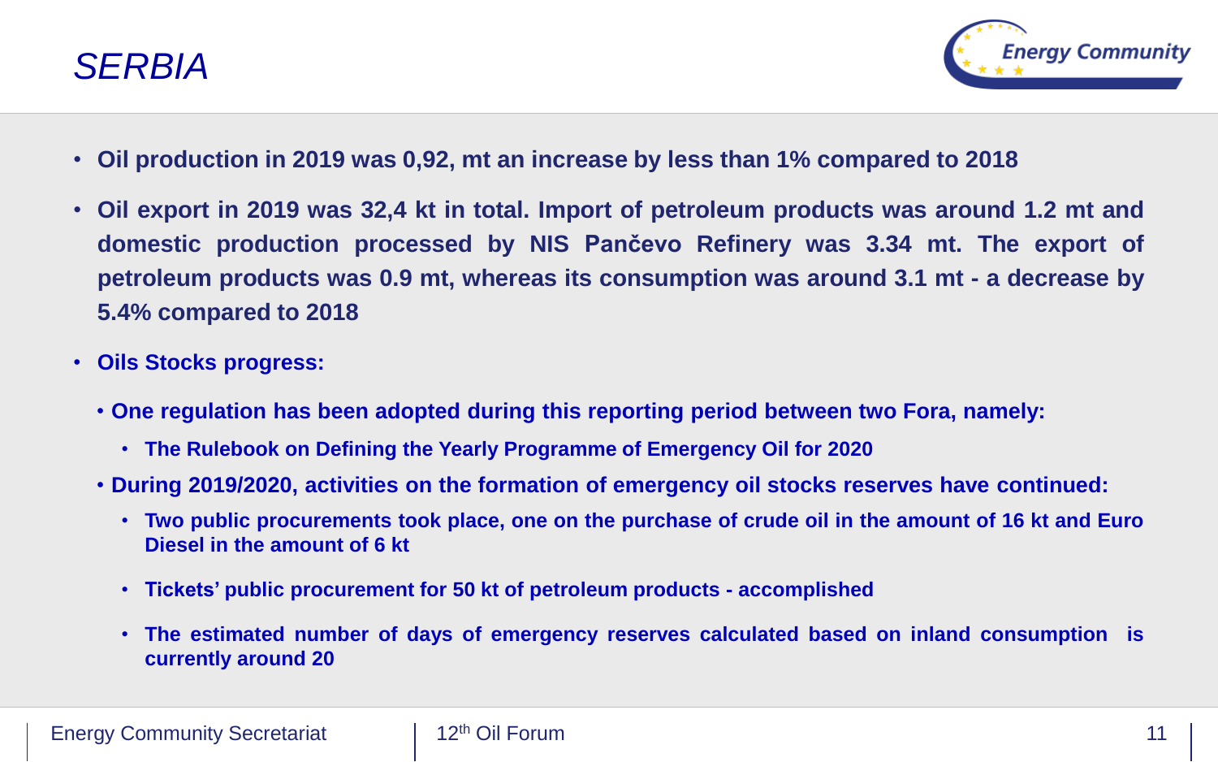# SERBIA

- **Oil production in 2019 was 0,92, mt an increase by less than 1% compared to 2018**
- **Oil export in 2019 was 32,4 kt in total. Import of petroleum products was around 1.2 mt and domestic production processed by NIS Pančevo Refinery was 3.34 mt. The export of petroleum products was 0.9 mt, whereas its consumption was around 3.1 mt - a decrease by 5.4% compared to 2018**
- **Oils Stocks progress:**
  - **One regulation has been adopted during this reporting period between two Fora, namely:**
    - **The Rulebook on Defining the Yearly Programme of Emergency Oil for 2020**
  - **During 2019/2020, activities on the formation of emergency oil stocks reserves have continued:**
    - **Two public procurements took place, one on the purchase of crude oil in the amount of 16 kt and Euro Diesel in the amount of 6 kt**
    - **Tickets' public procurement for 50 kt of petroleum products - accomplished**
    - **The estimated number of days of emergency reserves calculated based on inland consumption is currently around 20**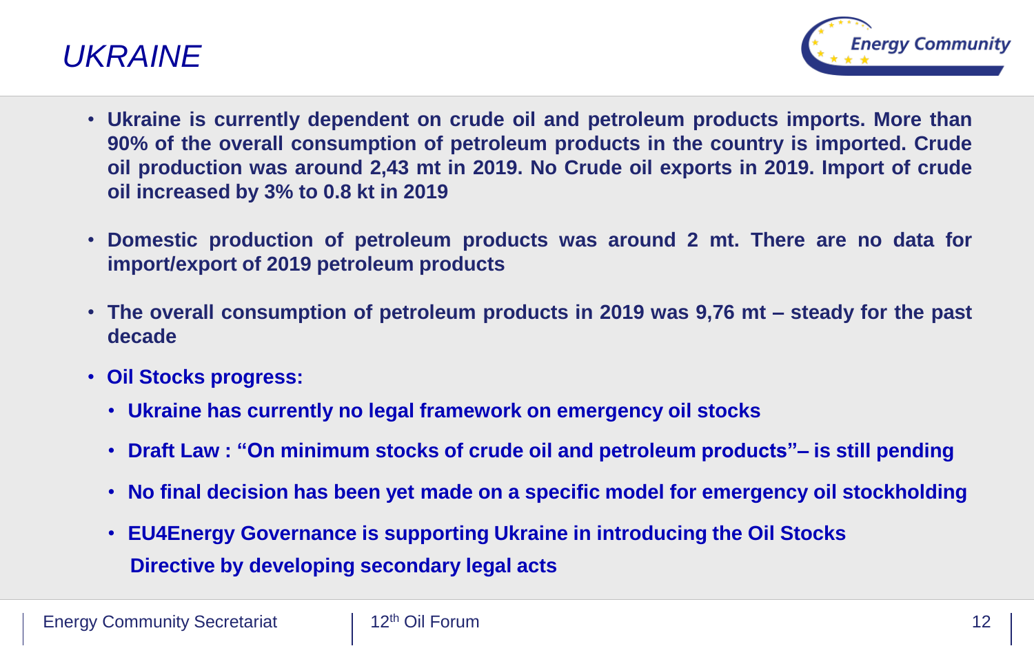# *UKRAINE*

- **Ukraine is currently dependent on crude oil and petroleum products imports. More than 90% of the overall consumption of petroleum products in the country is imported. Crude oil production was around 2,43 mt in 2019. No Crude oil exports in 2019. Import of crude oil increased by 3% to 0.8 kt in 2019**
- **Domestic production of petroleum products was around 2 mt. There are no data for import/export of 2019 petroleum products**
- **The overall consumption of petroleum products in 2019 was 9,76 mt – steady for the past decade**
- **Oil Stocks progress:**
  - **Ukraine has currently no legal framework on emergency oil stocks**
  - **Draft Law : "On minimum stocks of crude oil and petroleum products"– is still pending**
  - **No final decision has been yet made on a specific model for emergency oil stockholding**
  - **EU4Energy Governance is supporting Ukraine in introducing the Oil Stocks Directive by developing secondary legal acts**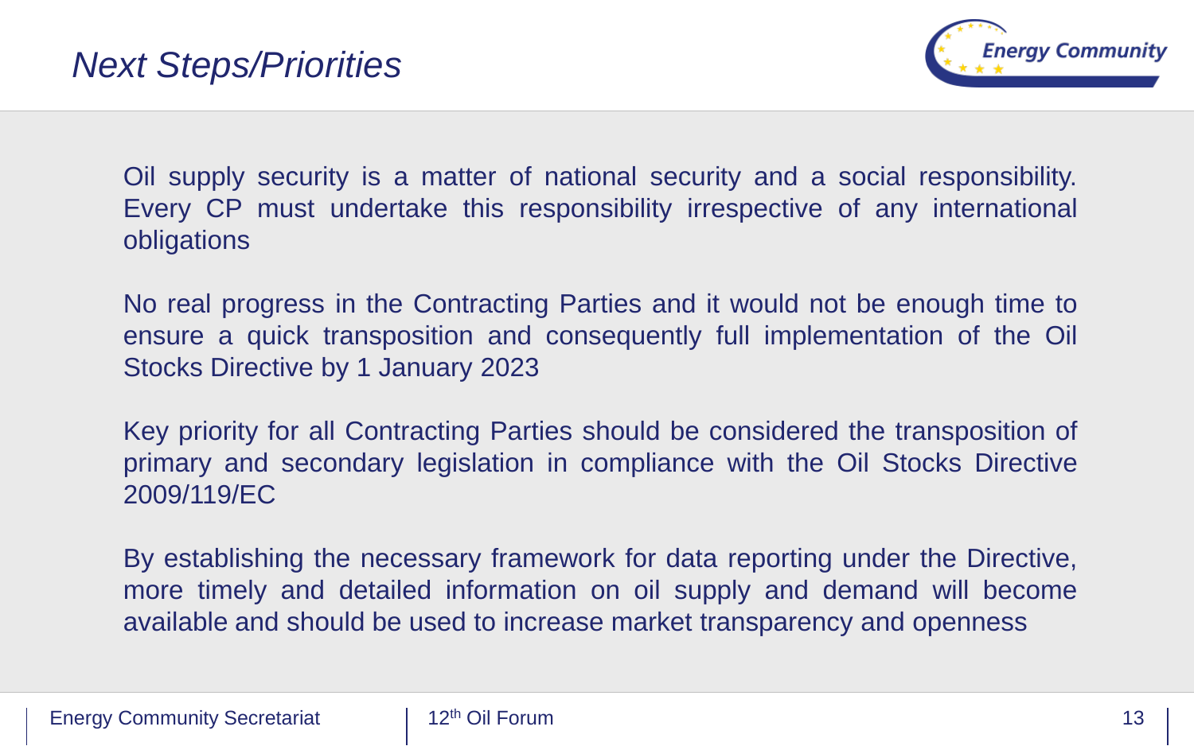# *Next Steps/Priorities*

Oil supply security is a matter of national security and a social responsibility. Every CP must undertake this responsibility irrespective of any international obligations

No real progress in the Contracting Parties and it would not be enough time to ensure a quick transposition and consequently full implementation of the Oil Stocks Directive by 1 January 2023

Key priority for all Contracting Parties should be considered the transposition of primary and secondary legislation in compliance with the Oil Stocks Directive 2009/119/EC

By establishing the necessary framework for data reporting under the Directive, more timely and detailed information on oil supply and demand will become available and should be used to increase market transparency and openness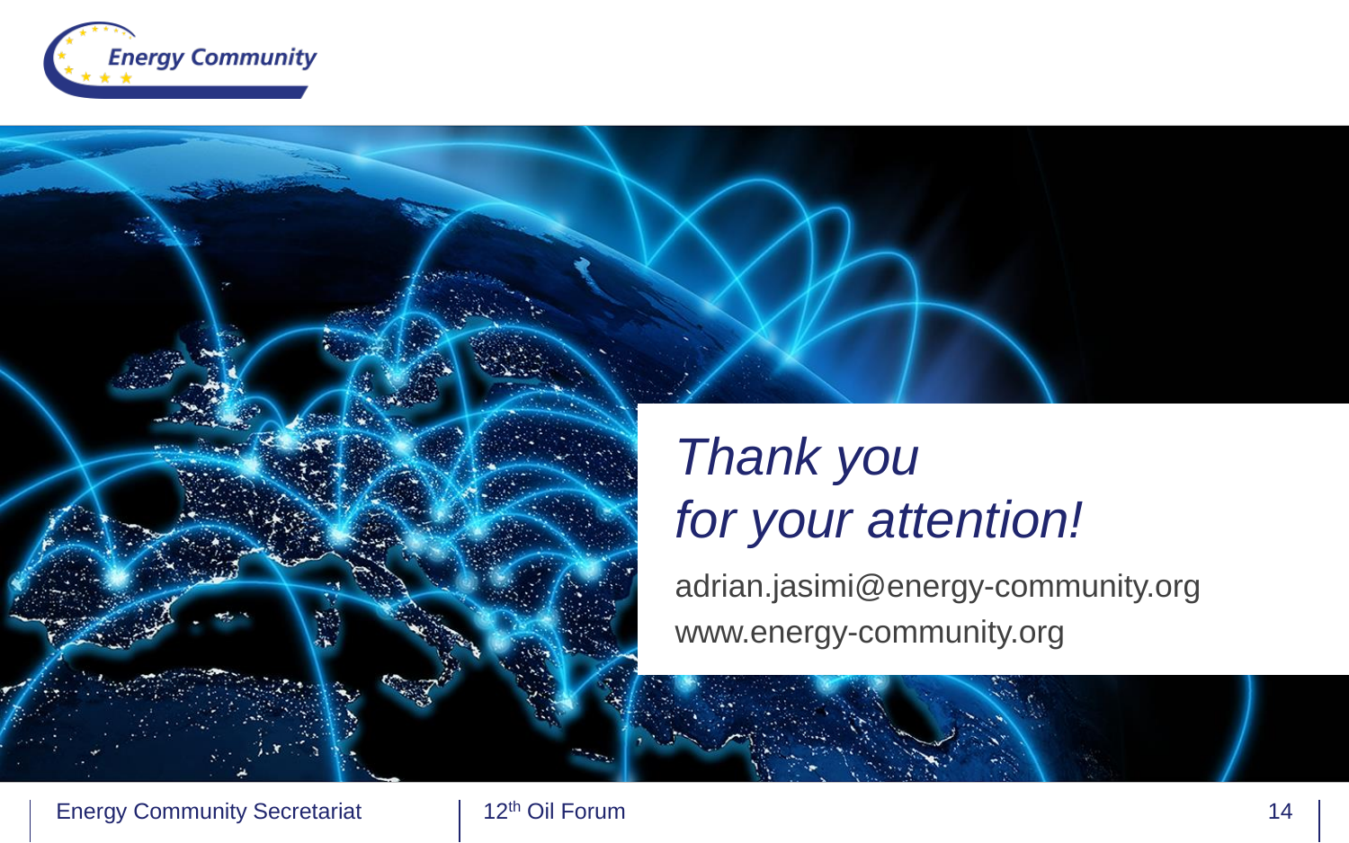*Thank you*
*for your attention!*

adrian.jasimi@energy-community.org

www.energy-community.org